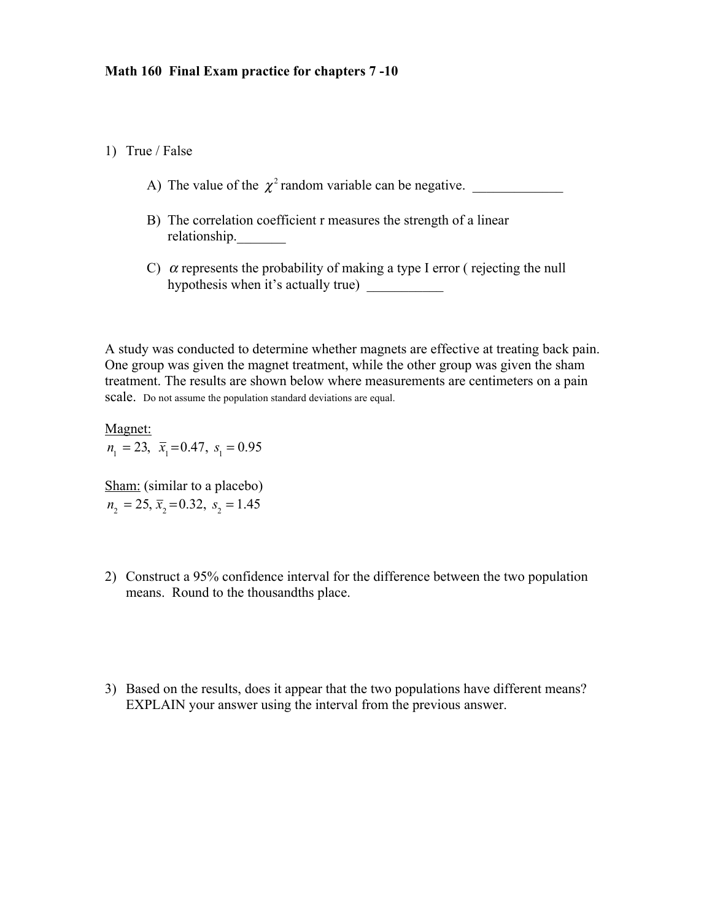**Math 160 Final Exam practice for chapters 7 -10**

1) True / False

   A) The value of the $\chi^2$ random variable can be negative. _____________

   B) The correlation coefficient r measures the strength of a linear relationship._______

   C) $\alpha$ represents the probability of making a type I error ( rejecting the null hypothesis when it's actually true) ___________

A study was conducted to determine whether magnets are effective at treating back pain. One group was given the magnet treatment, while the other group was given the sham treatment. The results are shown below where measurements are centimeters on a pain scale. Do not assume the population standard deviations are equal.

Magnet:
$n_1 = 23, \ \bar{x}_1 = 0.47, \ s_1 = 0.95$

Sham: (similar to a placebo)
$n_2 = 25, \bar{x}_2 = 0.32, \ s_2 = 1.45$

2) Construct a 95% confidence interval for the difference between the two population means. Round to the thousandths place.

3) Based on the results, does it appear that the two populations have different means? EXPLAIN your answer using the interval from the previous answer.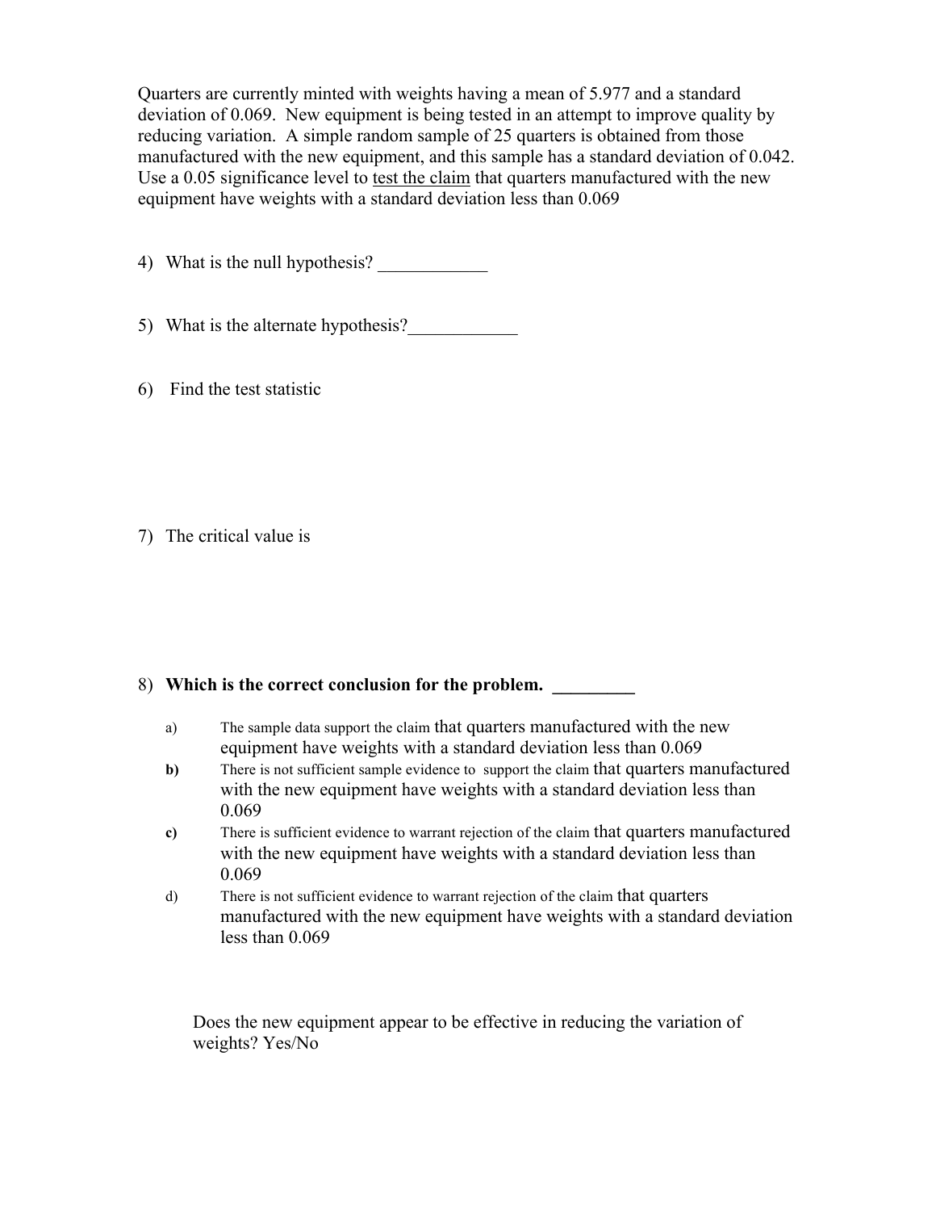Quarters are currently minted with weights having a mean of 5.977 and a standard deviation of 0.069. New equipment is being tested in an attempt to improve quality by reducing variation. A simple random sample of 25 quarters is obtained from those manufactured with the new equipment, and this sample has a standard deviation of 0.042. Use a 0.05 significance level to <u>test the claim</u> that quarters manufactured with the new equipment have weights with a standard deviation less than 0.069

4) What is the null hypothesis? ____________

5) What is the alternate hypothesis?____________

6) Find the test statistic

7) The critical value is

8) **Which is the correct conclusion for the problem.** _________

a) The sample data support the claim that quarters manufactured with the new equipment have weights with a standard deviation less than 0.069

**b)** There is not sufficient sample evidence to support the claim that quarters manufactured with the new equipment have weights with a standard deviation less than 0.069

**c)** There is sufficient evidence to warrant rejection of the claim that quarters manufactured with the new equipment have weights with a standard deviation less than 0.069

d) There is not sufficient evidence to warrant rejection of the claim that quarters manufactured with the new equipment have weights with a standard deviation less than 0.069

Does the new equipment appear to be effective in reducing the variation of weights? Yes/No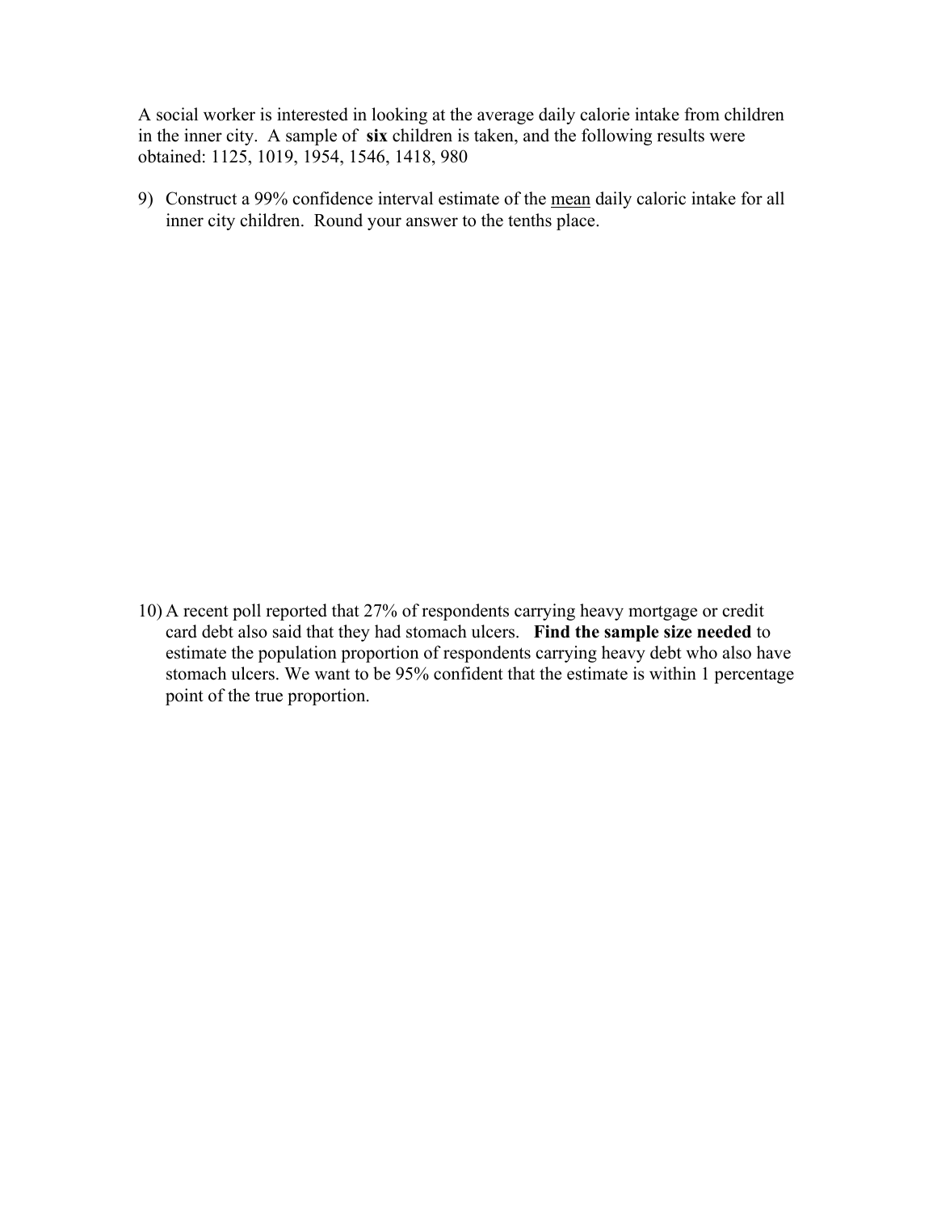A social worker is interested in looking at the average daily calorie intake from children in the inner city. A sample of **six** children is taken, and the following results were obtained: 1125, 1019, 1954, 1546, 1418, 980

9) Construct a 99% confidence interval estimate of the <u>mean</u> daily caloric intake for all inner city children. Round your answer to the tenths place.

10) A recent poll reported that 27% of respondents carrying heavy mortgage or credit card debt also said that they had stomach ulcers. **Find the sample size needed** to estimate the population proportion of respondents carrying heavy debt who also have stomach ulcers. We want to be 95% confident that the estimate is within 1 percentage point of the true proportion.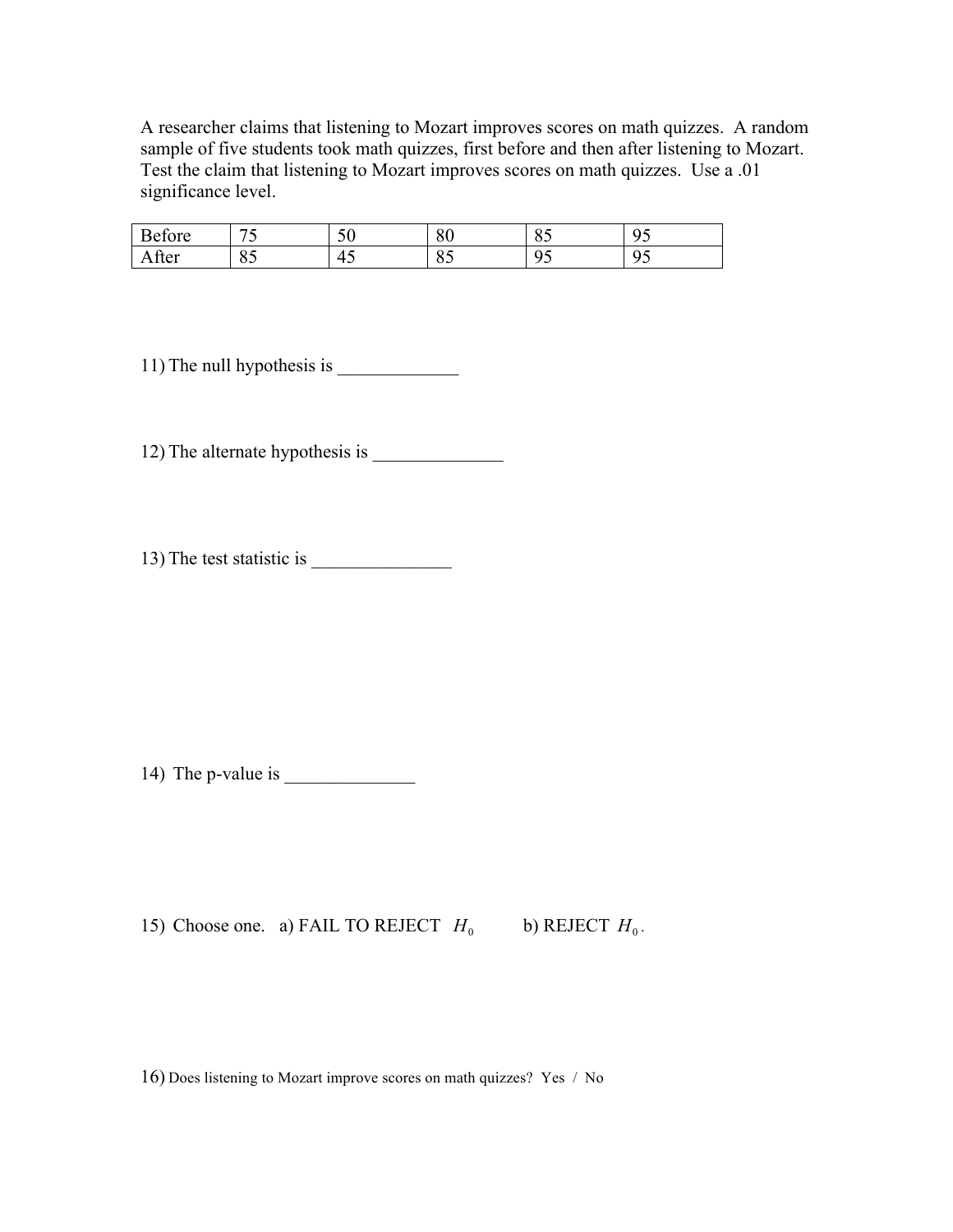A researcher claims that listening to Mozart improves scores on math quizzes. A random sample of five students took math quizzes, first before and then after listening to Mozart. Test the claim that listening to Mozart improves scores on math quizzes. Use a .01 significance level.

| Before | 75 | 50 | 80 | 85 | 95 |
|---|---|---|---|---|---|
| After | 85 | 45 | 85 | 95 | 95 |

11) The null hypothesis is _____________

12) The alternate hypothesis is ______________

13) The test statistic is _______________

14) The p-value is ______________

15) Choose one. a) FAIL TO REJECT $H_0$ b) REJECT $H_0$.

16) Does listening to Mozart improve scores on math quizzes? Yes / No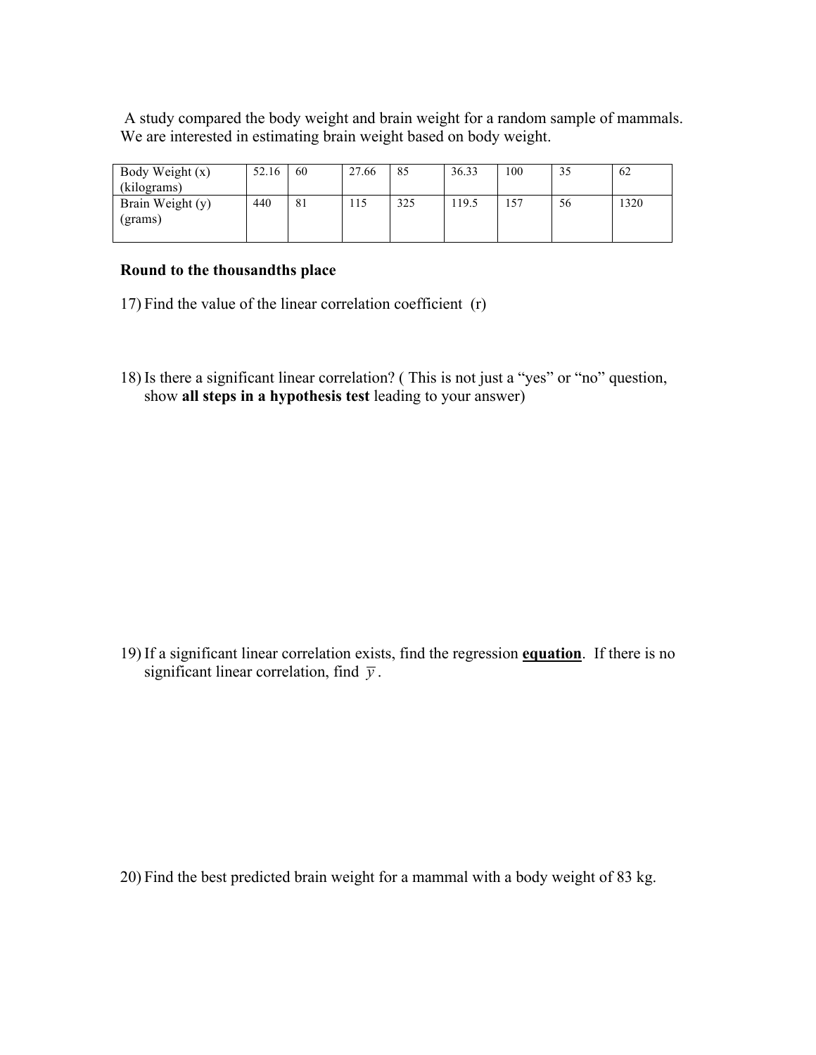A study compared the body weight and brain weight for a random sample of mammals. We are interested in estimating brain weight based on body weight.

| Body Weight (x) (kilograms) | 52.16 | 60 | 27.66 | 85 | 36.33 | 100 | 35 | 62 |
|---|---|---|---|---|---|---|---|---|
| Brain Weight (y) (grams) | 440 | 81 | 115 | 325 | 119.5 | 157 | 56 | 1320 |

**Round to the thousandths place**

17) Find the value of the linear correlation coefficient (r)

18) Is there a significant linear correlation? ( This is not just a "yes" or "no" question, show **all steps in a hypothesis test** leading to your answer)

19) If a significant linear correlation exists, find the regression **equation**. If there is no significant linear correlation, find $\bar{y}$.

20) Find the best predicted brain weight for a mammal with a body weight of 83 kg.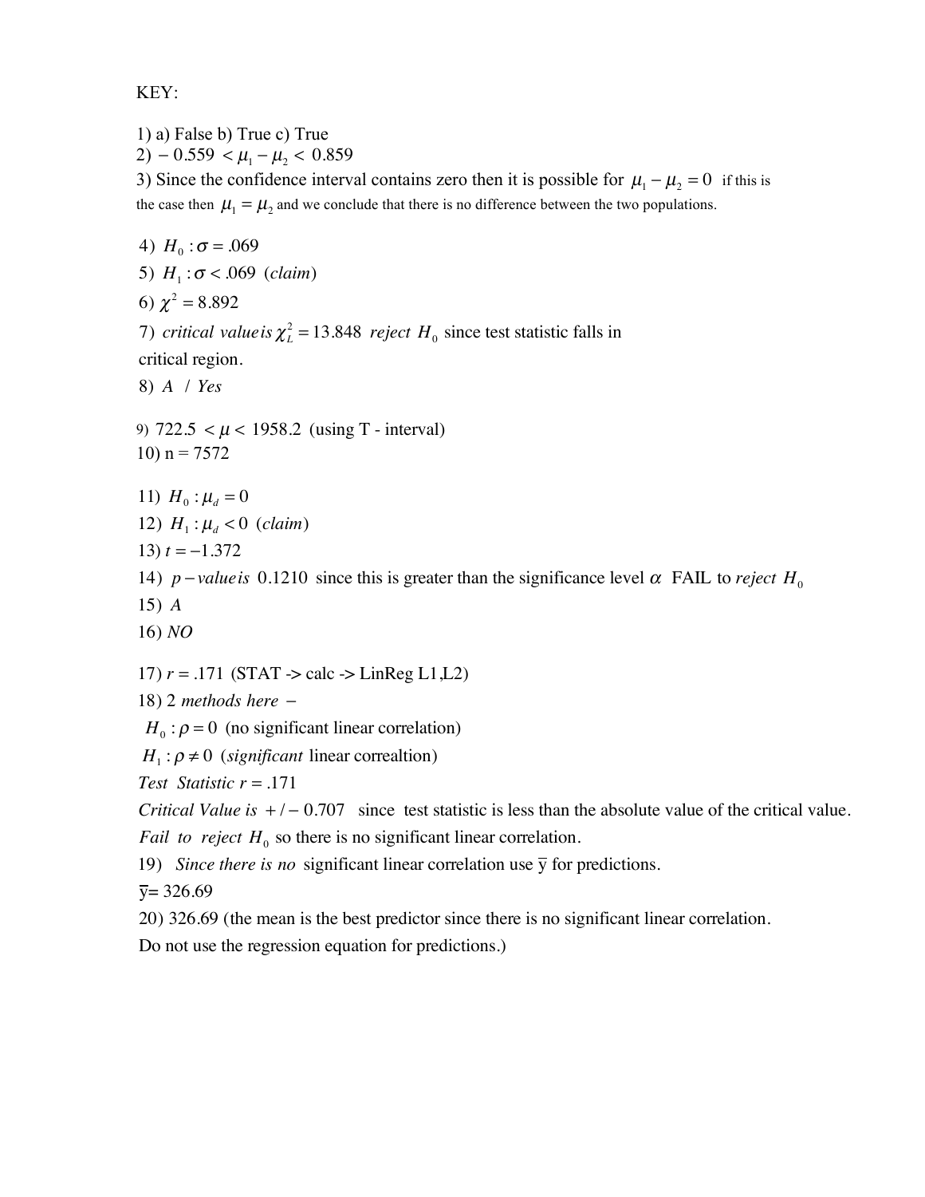KEY:

1) a) False b) True c) True

2) $-0.559 < \mu_1 - \mu_2 < 0.859$

3) Since the confidence interval contains zero then it is possible for $\mu_1 - \mu_2 = 0$ if this is the case then $\mu_1 = \mu_2$ and we conclude that there is no difference between the two populations.

4) $H_0 : \sigma = .069$

5) $H_1 : \sigma < .069$ (*claim*)

6) $\chi^2 = 8.892$

7) *critical value is* $\chi^2_L = 13.848$ *reject* $H_0$ since test statistic falls in critical region.

8) *A* / *Yes*

9) $722.5 < \mu < 1958.2$ (using T - interval)

10) n = 7572

11) $H_0 : \mu_d = 0$

12) $H_1 : \mu_d < 0$ (*claim*)

13) $t = -1.372$

14) $p-$*value is* 0.1210 since this is greater than the significance level $\alpha$ FAIL to *reject* $H_0$

15) *A*

16) *NO*

17) $r = .171$ (STAT -> calc -> LinReg L1,L2)

18) 2 *methods here* –

$H_0 : \rho = 0$ (no significant linear correlation)

$H_1 : \rho \neq 0$ (*significant* linear correaltion)

*Test Statistic* $r = .171$

*Critical Value is* $+/- 0.707$ since test statistic is less than the absolute value of the critical value. *Fail to reject* $H_0$ so there is no significant linear correlation.

19) *Since there is no* significant linear correlation use $\bar{y}$ for predictions.

$\bar{y} = 326.69$

20) 326.69 (the mean is the best predictor since there is no significant linear correlation. Do not use the regression equation for predictions.)